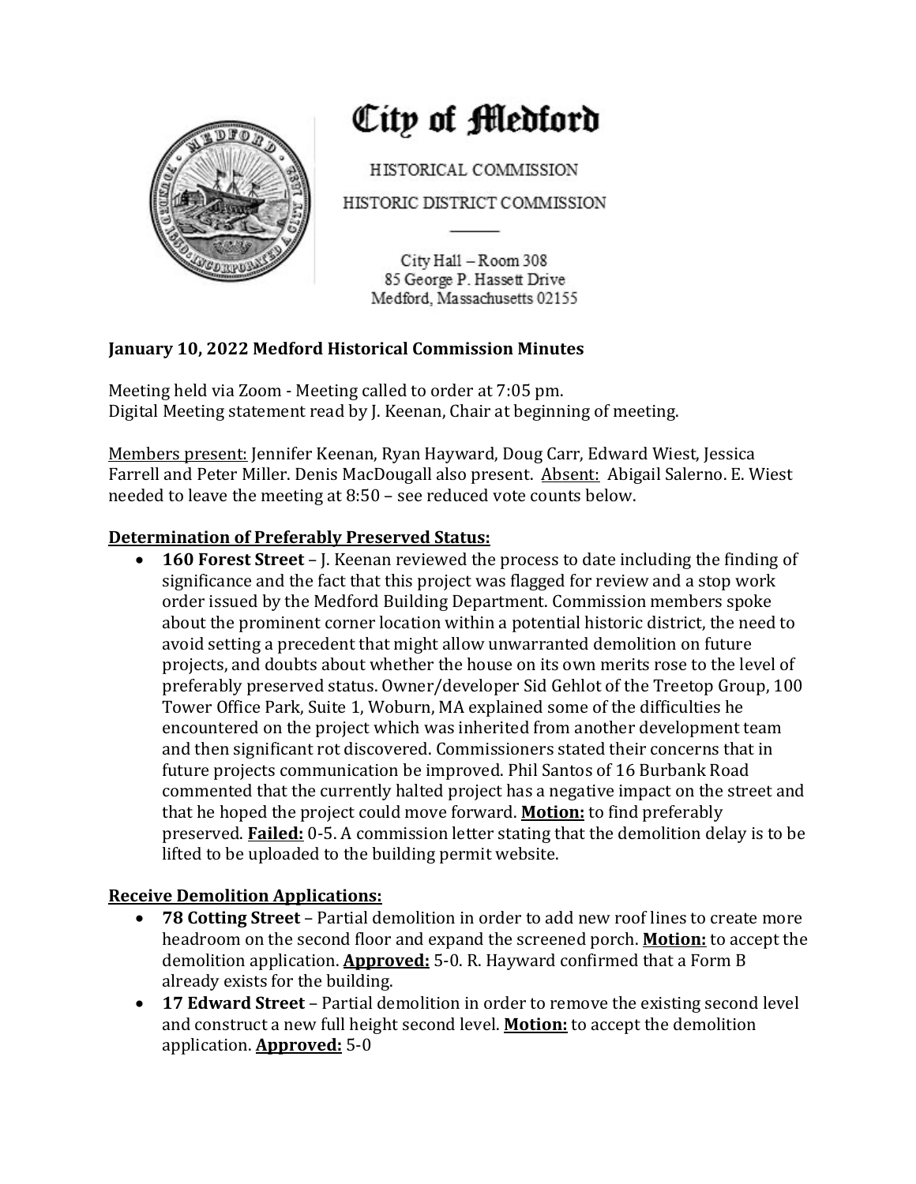# City of Medford

HISTORICAL COMMISSION

HISTORIC DISTRICT COMMISSION

City Hall – Room 308
85 George P. Hassett Drive
Medford, Massachusetts 02155

**January 10, 2022 Medford Historical Commission Minutes**

Meeting held via Zoom - Meeting called to order at 7:05 pm.
Digital Meeting statement read by J. Keenan, Chair at beginning of meeting.

Members present: Jennifer Keenan, Ryan Hayward, Doug Carr, Edward Wiest, Jessica Farrell and Peter Miller. Denis MacDougall also present. Absent: Abigail Salerno. E. Wiest needed to leave the meeting at 8:50 – see reduced vote counts below.

**Determination of Preferably Preserved Status:**

- **160 Forest Street** – J. Keenan reviewed the process to date including the finding of significance and the fact that this project was flagged for review and a stop work order issued by the Medford Building Department. Commission members spoke about the prominent corner location within a potential historic district, the need to avoid setting a precedent that might allow unwarranted demolition on future projects, and doubts about whether the house on its own merits rose to the level of preferably preserved status. Owner/developer Sid Gehlot of the Treetop Group, 100 Tower Office Park, Suite 1, Woburn, MA explained some of the difficulties he encountered on the project which was inherited from another development team and then significant rot discovered. Commissioners stated their concerns that in future projects communication be improved. Phil Santos of 16 Burbank Road commented that the currently halted project has a negative impact on the street and that he hoped the project could move forward. **Motion:** to find preferably preserved. **Failed:** 0-5. A commission letter stating that the demolition delay is to be lifted to be uploaded to the building permit website.

**Receive Demolition Applications:**

- **78 Cotting Street** – Partial demolition in order to add new roof lines to create more headroom on the second floor and expand the screened porch. **Motion:** to accept the demolition application. **Approved:** 5-0. R. Hayward confirmed that a Form B already exists for the building.
- **17 Edward Street** – Partial demolition in order to remove the existing second level and construct a new full height second level. **Motion:** to accept the demolition application. **Approved:** 5-0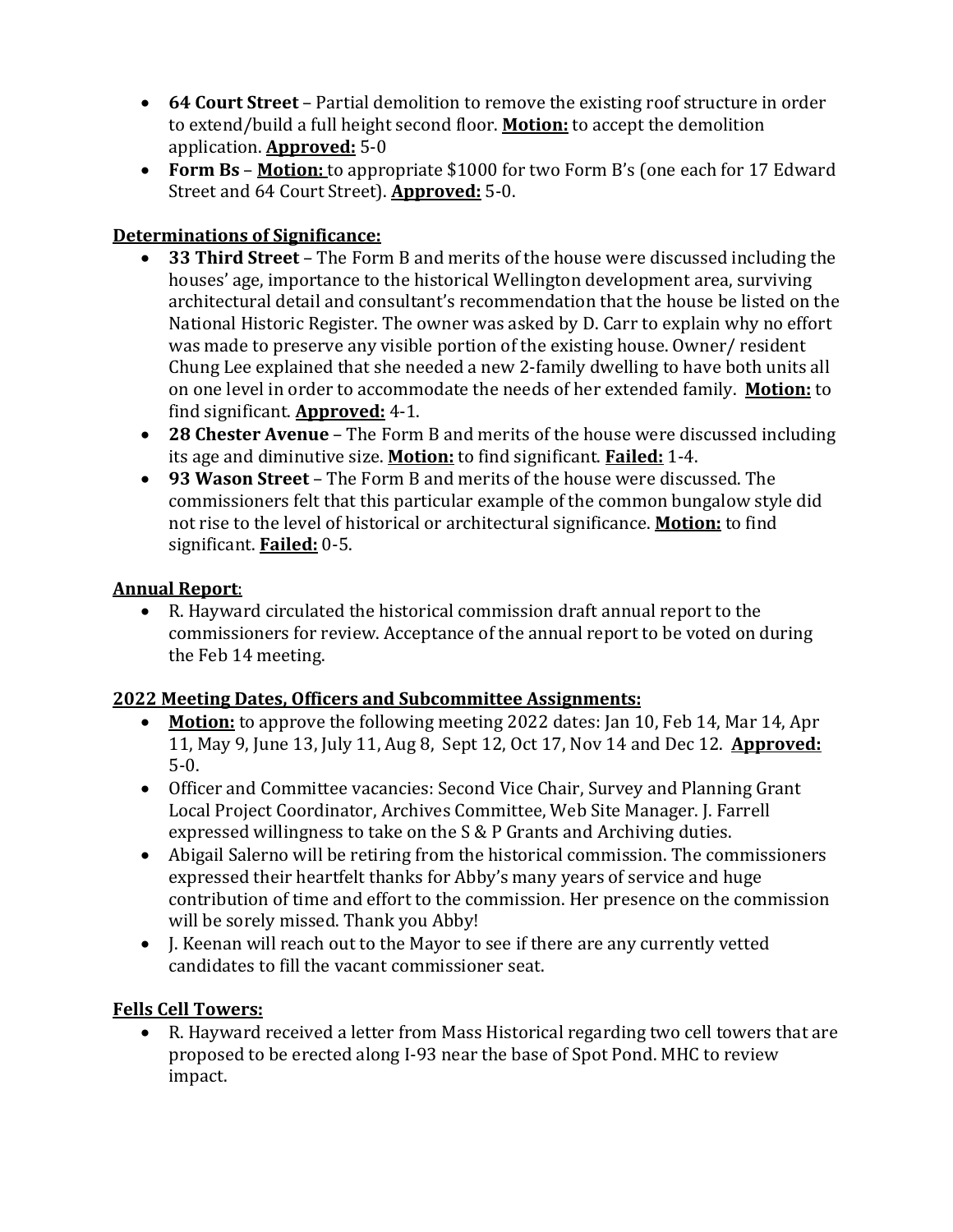- **64 Court Street** – Partial demolition to remove the existing roof structure in order to extend/build a full height second floor. **Motion:** to accept the demolition application. **Approved:** 5-0
- **Form Bs** – **Motion:** to appropriate $1000 for two Form B's (one each for 17 Edward Street and 64 Court Street). **Approved:** 5-0.

**Determinations of Significance:**

- **33 Third Street** – The Form B and merits of the house were discussed including the houses' age, importance to the historical Wellington development area, surviving architectural detail and consultant's recommendation that the house be listed on the National Historic Register. The owner was asked by D. Carr to explain why no effort was made to preserve any visible portion of the existing house. Owner/ resident Chung Lee explained that she needed a new 2-family dwelling to have both units all on one level in order to accommodate the needs of her extended family. **Motion:** to find significant. **Approved:** 4-1.
- **28 Chester Avenue** – The Form B and merits of the house were discussed including its age and diminutive size. **Motion:** to find significant. **Failed:** 1-4.
- **93 Wason Street** – The Form B and merits of the house were discussed. The commissioners felt that this particular example of the common bungalow style did not rise to the level of historical or architectural significance. **Motion:** to find significant. **Failed:** 0-5.

**Annual Report**:

- R. Hayward circulated the historical commission draft annual report to the commissioners for review. Acceptance of the annual report to be voted on during the Feb 14 meeting.

**2022 Meeting Dates, Officers and Subcommittee Assignments:**

- **Motion:** to approve the following meeting 2022 dates: Jan 10, Feb 14, Mar 14, Apr 11, May 9, June 13, July 11, Aug 8, Sept 12, Oct 17, Nov 14 and Dec 12. **Approved:** 5-0.
- Officer and Committee vacancies: Second Vice Chair, Survey and Planning Grant Local Project Coordinator, Archives Committee, Web Site Manager. J. Farrell expressed willingness to take on the S & P Grants and Archiving duties.
- Abigail Salerno will be retiring from the historical commission. The commissioners expressed their heartfelt thanks for Abby's many years of service and huge contribution of time and effort to the commission. Her presence on the commission will be sorely missed. Thank you Abby!
- J. Keenan will reach out to the Mayor to see if there are any currently vetted candidates to fill the vacant commissioner seat.

**Fells Cell Towers:**

- R. Hayward received a letter from Mass Historical regarding two cell towers that are proposed to be erected along I-93 near the base of Spot Pond. MHC to review impact.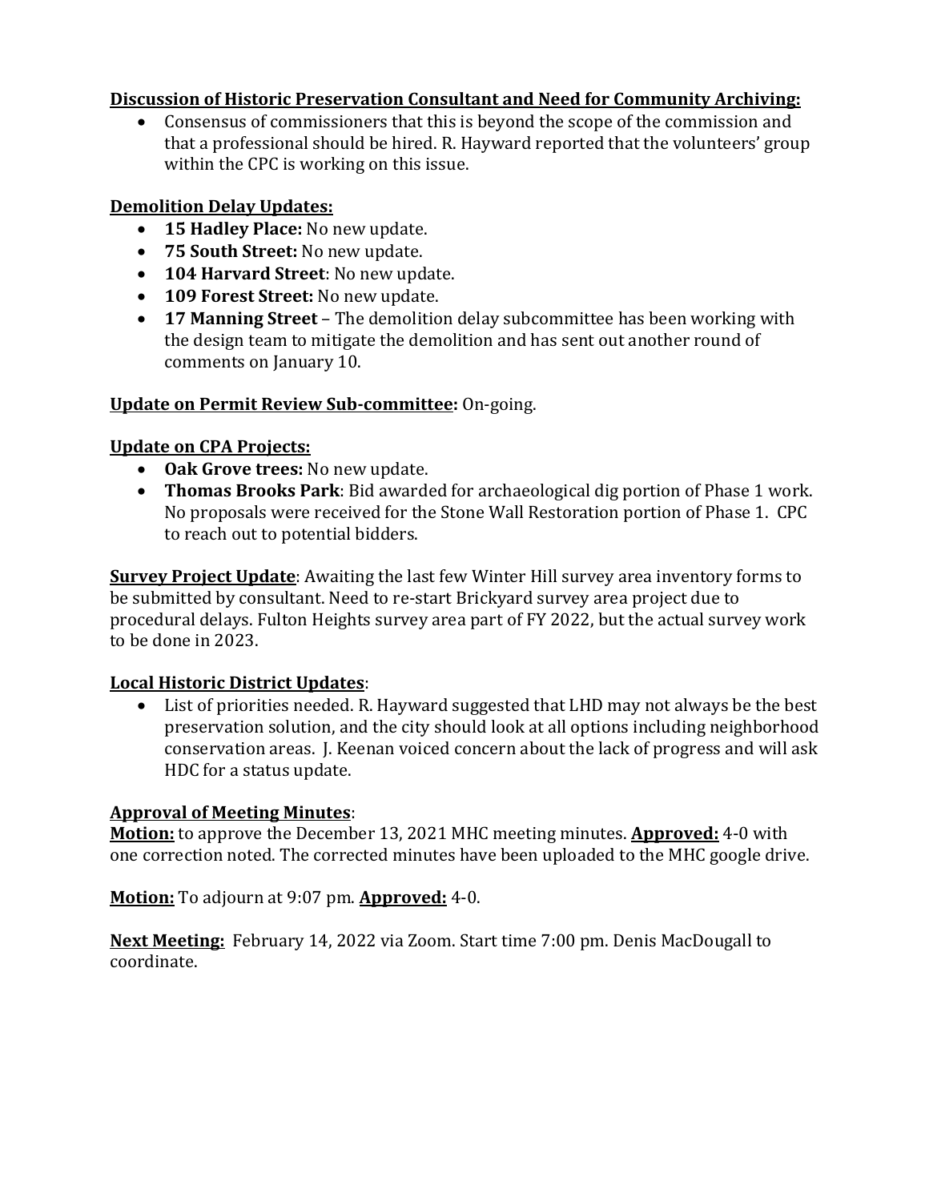**Discussion of Historic Preservation Consultant and Need for Community Archiving:**

- Consensus of commissioners that this is beyond the scope of the commission and that a professional should be hired. R. Hayward reported that the volunteers' group within the CPC is working on this issue.

**Demolition Delay Updates:**

- **15 Hadley Place:** No new update.
- **75 South Street:** No new update.
- **104 Harvard Street**: No new update.
- **109 Forest Street:** No new update.
- **17 Manning Street** – The demolition delay subcommittee has been working with the design team to mitigate the demolition and has sent out another round of comments on January 10.

**Update on Permit Review Sub-committee:** On-going.

**Update on CPA Projects:**

- **Oak Grove trees:** No new update.
- **Thomas Brooks Park**: Bid awarded for archaeological dig portion of Phase 1 work. No proposals were received for the Stone Wall Restoration portion of Phase 1. CPC to reach out to potential bidders.

**Survey Project Update**: Awaiting the last few Winter Hill survey area inventory forms to be submitted by consultant. Need to re-start Brickyard survey area project due to procedural delays. Fulton Heights survey area part of FY 2022, but the actual survey work to be done in 2023.

**Local Historic District Updates**:

- List of priorities needed. R. Hayward suggested that LHD may not always be the best preservation solution, and the city should look at all options including neighborhood conservation areas. J. Keenan voiced concern about the lack of progress and will ask HDC for a status update.

**Approval of Meeting Minutes**:

**Motion:** to approve the December 13, 2021 MHC meeting minutes. **Approved:** 4-0 with one correction noted. The corrected minutes have been uploaded to the MHC google drive.

**Motion:** To adjourn at 9:07 pm. **Approved:** 4-0.

**Next Meeting:** February 14, 2022 via Zoom. Start time 7:00 pm. Denis MacDougall to coordinate.